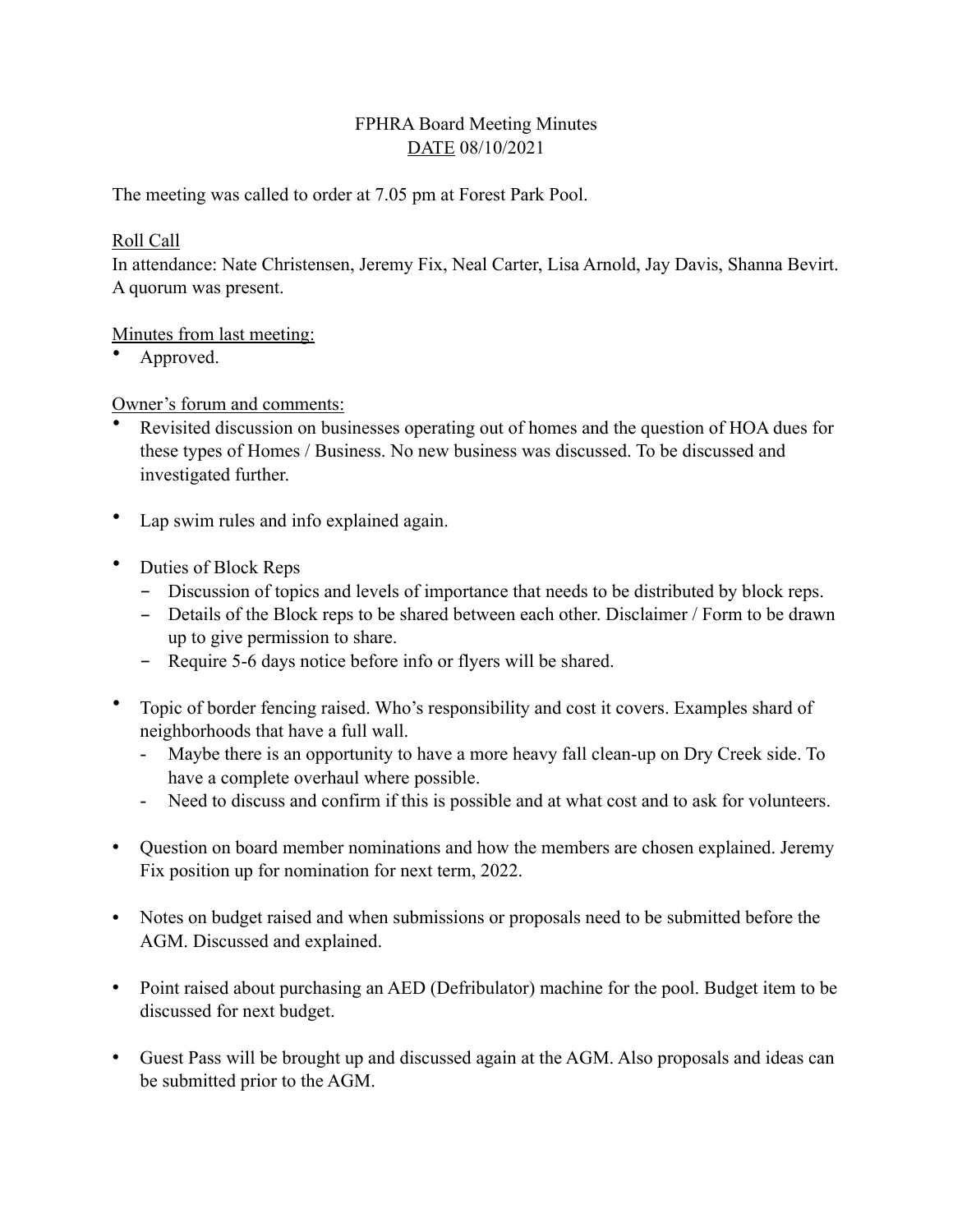FPHRA Board Meeting Minutes

<u>DATE</u> 08/10/2021

The meeting was called to order at 7.05 pm at Forest Park Pool.

<u>Roll Call</u>

In attendance: Nate Christensen, Jeremy Fix, Neal Carter, Lisa Arnold, Jay Davis, Shanna Bevirt. A quorum was present.

<u>Minutes from last meeting:</u>

- Approved.

<u>Owner's forum and comments:</u>

- Revisited discussion on businesses operating out of homes and the question of HOA dues for these types of Homes / Business. No new business was discussed. To be discussed and investigated further.

- Lap swim rules and info explained again.

- Duties of Block Reps
  - Discussion of topics and levels of importance that needs to be distributed by block reps.
  - Details of the Block reps to be shared between each other. Disclaimer / Form to be drawn up to give permission to share.
  - Require 5-6 days notice before info or flyers will be shared.

- Topic of border fencing raised. Who's responsibility and cost it covers. Examples shard of neighborhoods that have a full wall.
  - Maybe there is an opportunity to have a more heavy fall clean-up on Dry Creek side. To have a complete overhaul where possible.
  - Need to discuss and confirm if this is possible and at what cost and to ask for volunteers.

- Question on board member nominations and how the members are chosen explained. Jeremy Fix position up for nomination for next term, 2022.

- Notes on budget raised and when submissions or proposals need to be submitted before the AGM. Discussed and explained.

- Point raised about purchasing an AED (Defribulator) machine for the pool. Budget item to be discussed for next budget.

- Guest Pass will be brought up and discussed again at the AGM. Also proposals and ideas can be submitted prior to the AGM.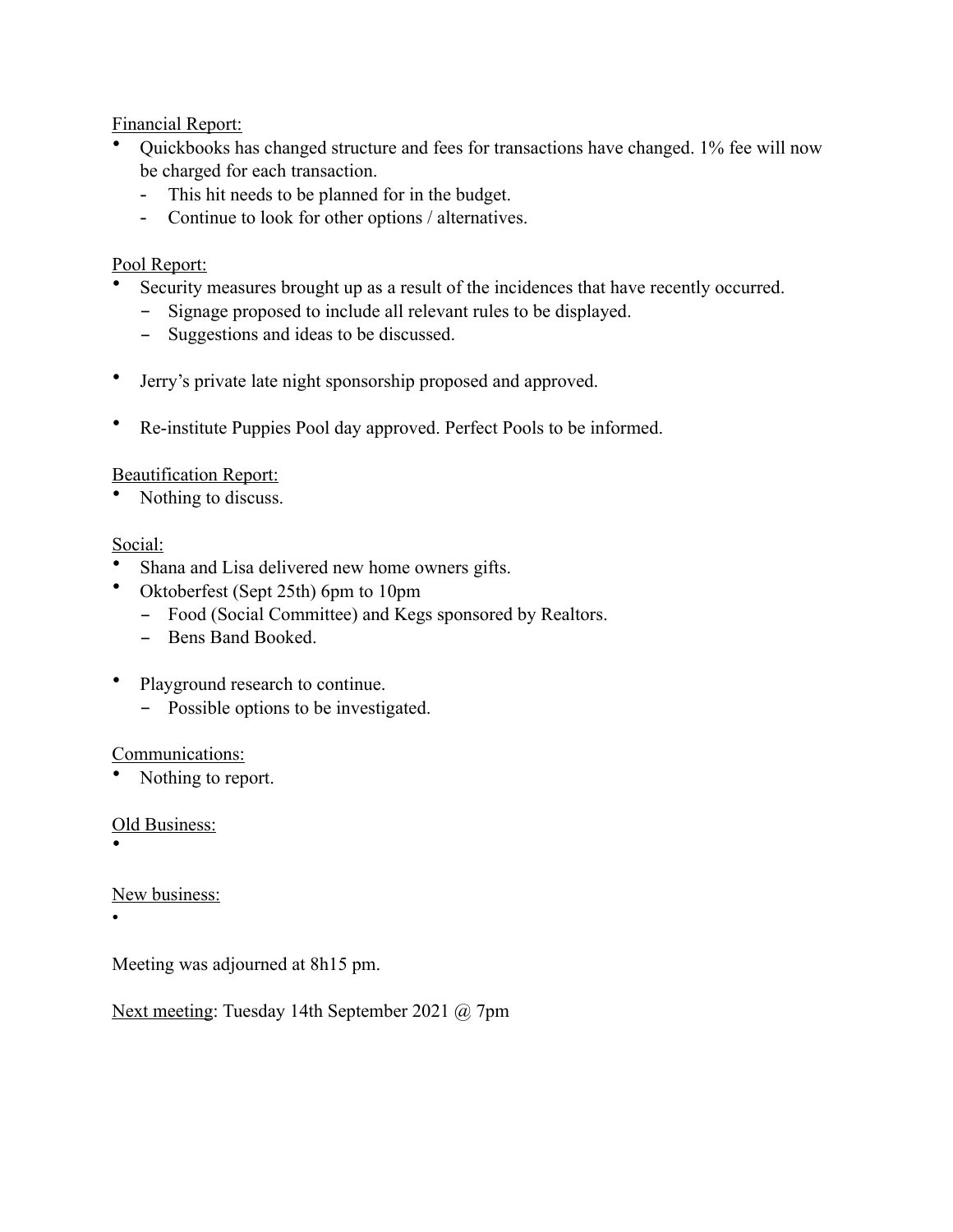Financial Report:

- Quickbooks has changed structure and fees for transactions have changed. 1% fee will now be charged for each transaction.
  - This hit needs to be planned for in the budget.
  - Continue to look for other options / alternatives.

Pool Report:

- Security measures brought up as a result of the incidences that have recently occurred.
  - Signage proposed to include all relevant rules to be displayed.
  - Suggestions and ideas to be discussed.
- Jerry's private late night sponsorship proposed and approved.
- Re-institute Puppies Pool day approved. Perfect Pools to be informed.

Beautification Report:

- Nothing to discuss.

Social:

- Shana and Lisa delivered new home owners gifts.
- Oktoberfest (Sept 25th) 6pm to 10pm
  - Food (Social Committee) and Kegs sponsored by Realtors.
  - Bens Band Booked.
- Playground research to continue.
  - Possible options to be investigated.

Communications:

- Nothing to report.

Old Business:

- 

New business:

- 

Meeting was adjourned at 8h15 pm.

Next meeting: Tuesday 14th September 2021 @ 7pm